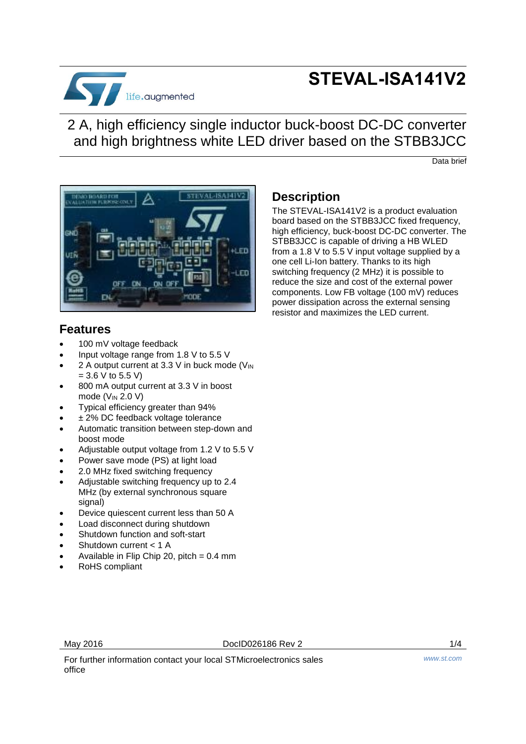# STEVAL-ISA141V2

## 2 A, high efficiency single inductor buck-boost DC-DC converter and high brightness white LED driver based on the STBB3JCC

Data brief

## Features

- 100 mV voltage feedback
- Input voltage range from 1.8 V to 5.5 V
- 2 A output current at 3.3 V in buck mode ($V_{IN}$ = 3.6 V to 5.5 V)
- 800 mA output current at 3.3 V in boost mode ($V_{IN}$ 2.0 V)
- Typical efficiency greater than 94%
- ± 2% DC feedback voltage tolerance
- Automatic transition between step-down and boost mode
- Adjustable output voltage from 1.2 V to 5.5 V
- Power save mode (PS) at light load
- 2.0 MHz fixed switching frequency
- Adjustable switching frequency up to 2.4 MHz (by external synchronous square signal)
- Device quiescent current less than 50 A
- Load disconnect during shutdown
- Shutdown function and soft-start
- Shutdown current < 1 A
- Available in Flip Chip 20, pitch = 0.4 mm
- RoHS compliant

## Description

The STEVAL-ISA141V2 is a product evaluation board based on the STBB3JCC fixed frequency, high efficiency, buck-boost DC-DC converter. The STBB3JCC is capable of driving a HB WLED from a 1.8 V to 5.5 V input voltage supplied by a one cell Li-Ion battery. Thanks to its high switching frequency (2 MHz) it is possible to reduce the size and cost of the external power components. Low FB voltage (100 mV) reduces power dissipation across the external sensing resistor and maximizes the LED current.

May 2016 DocID026186 Rev 2

For further information contact your local STMicroelectronics sales office

www.st.com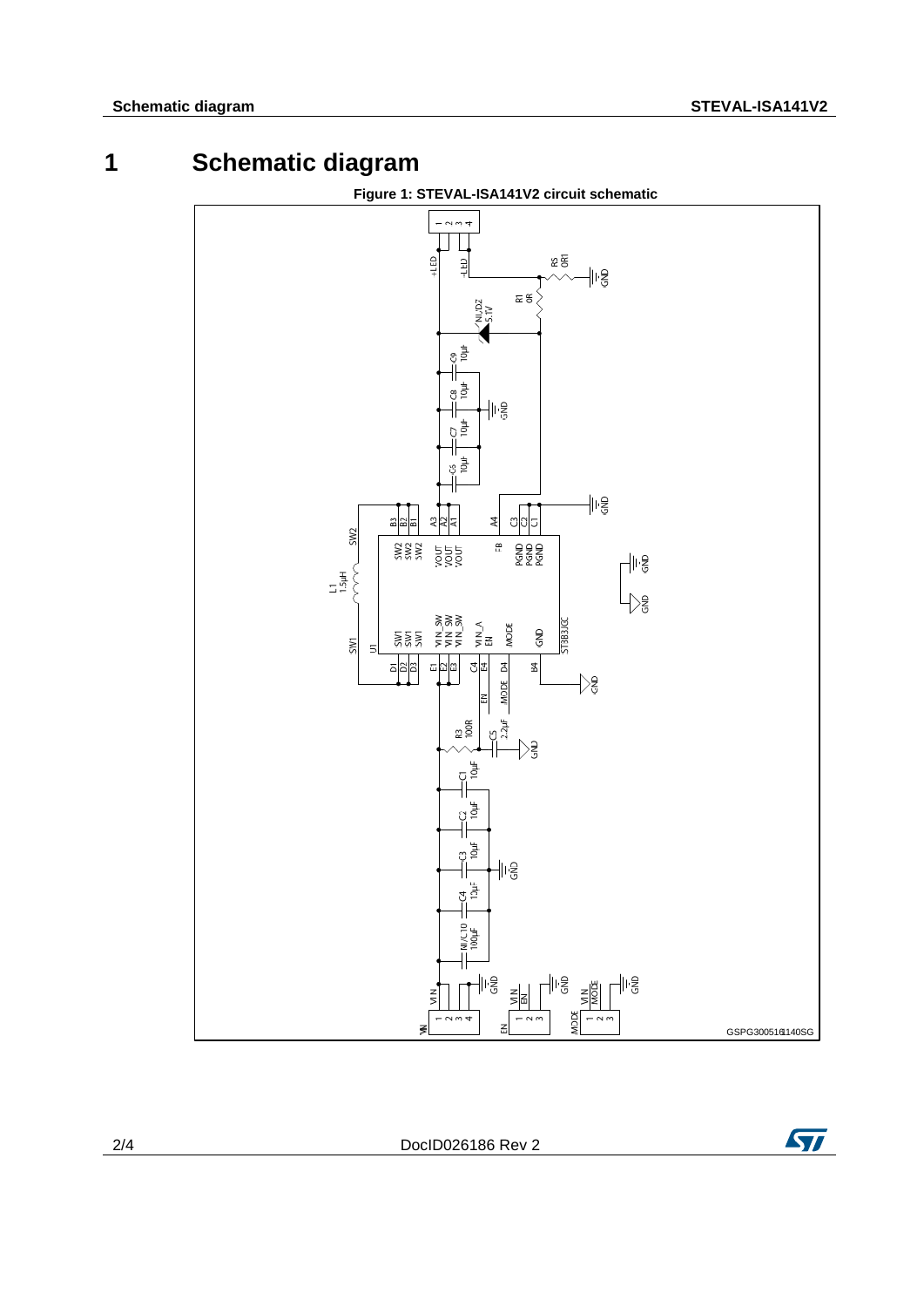# 1 Schematic diagram

**Figure 1: STEVAL-ISA141V2 circuit schematic**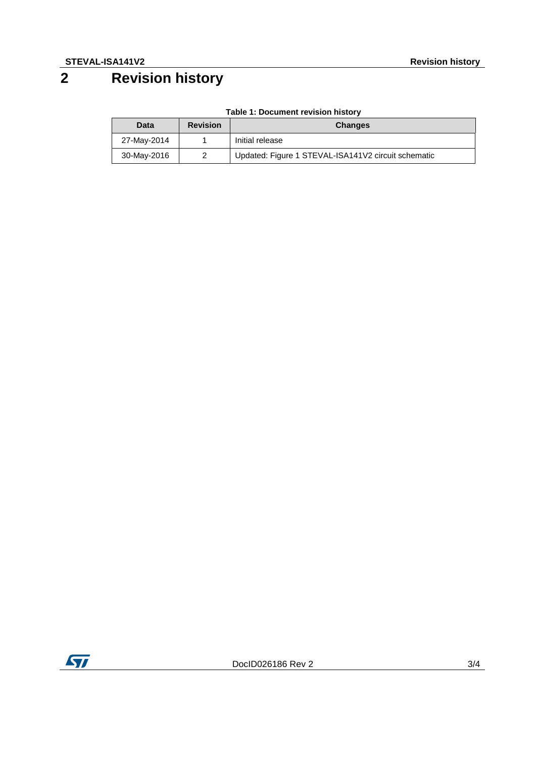# 2 Revision history

**Table 1: Document revision history**

| Data | Revision | Changes |
|---|---|---|
| 27-May-2014 | 1 | Initial release |
| 30-May-2016 | 2 | Updated: Figure 1 STEVAL-ISA141V2 circuit schematic |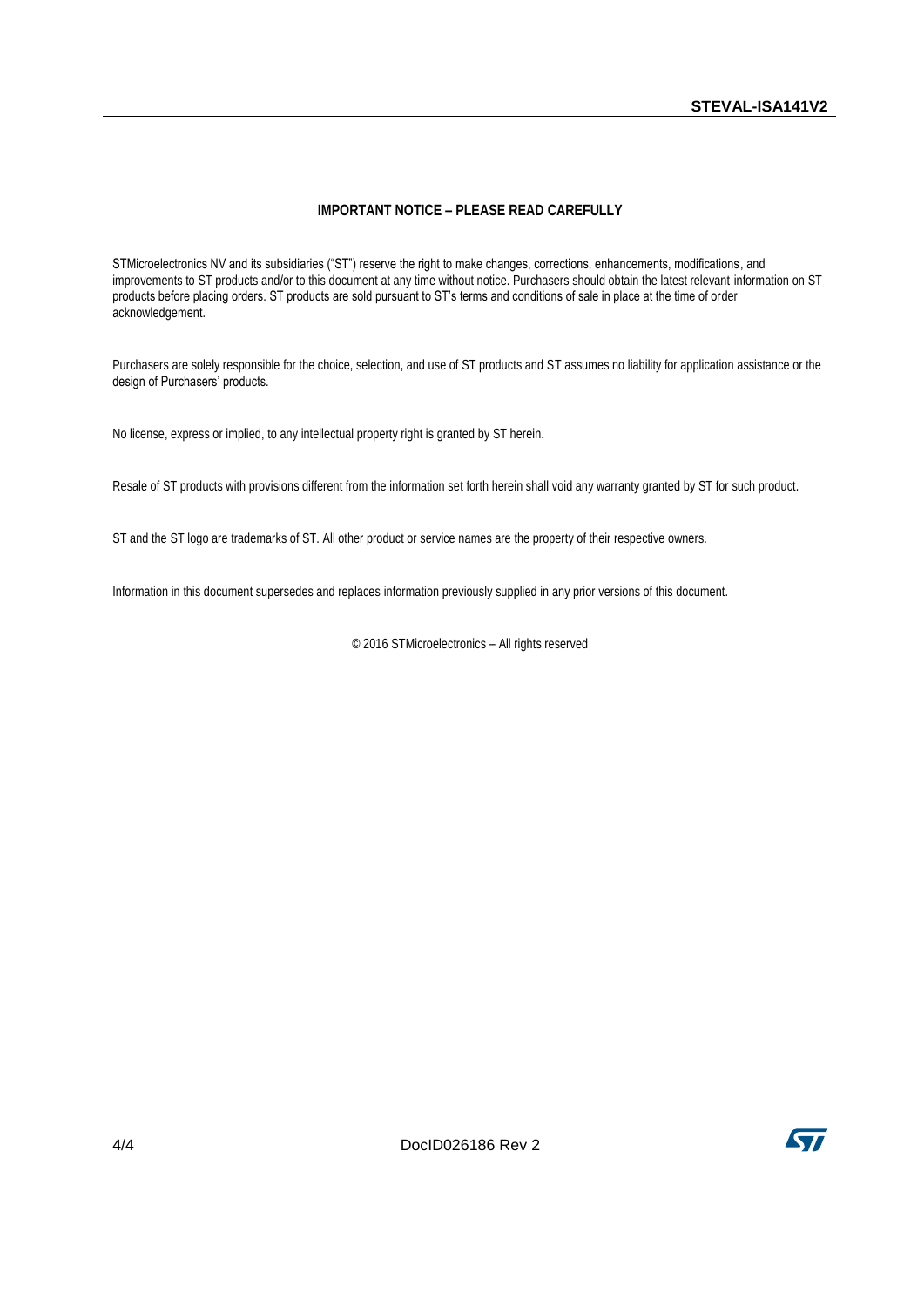**IMPORTANT NOTICE – PLEASE READ CAREFULLY**

STMicroelectronics NV and its subsidiaries ("ST") reserve the right to make changes, corrections, enhancements, modifications, and improvements to ST products and/or to this document at any time without notice. Purchasers should obtain the latest relevant information on ST products before placing orders. ST products are sold pursuant to ST's terms and conditions of sale in place at the time of order acknowledgement.

Purchasers are solely responsible for the choice, selection, and use of ST products and ST assumes no liability for application assistance or the design of Purchasers' products.

No license, express or implied, to any intellectual property right is granted by ST herein.

Resale of ST products with provisions different from the information set forth herein shall void any warranty granted by ST for such product.

ST and the ST logo are trademarks of ST. All other product or service names are the property of their respective owners.

Information in this document supersedes and replaces information previously supplied in any prior versions of this document.

© 2016 STMicroelectronics – All rights reserved